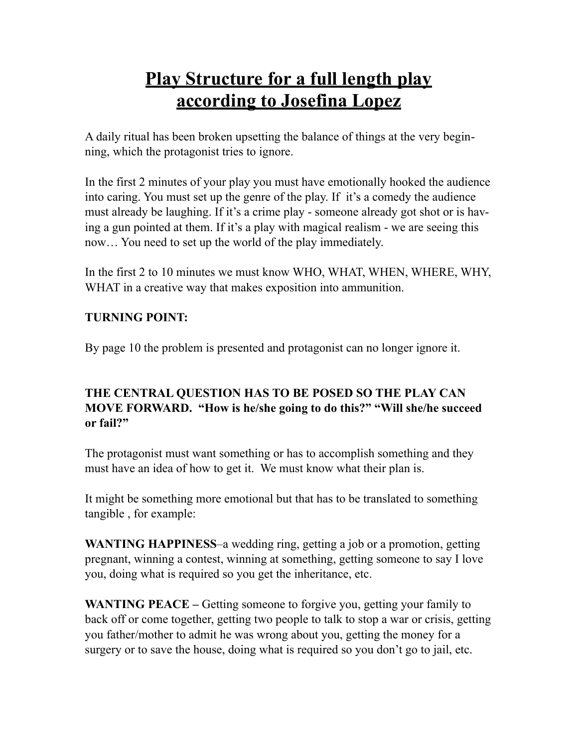# Play Structure for a full length play according to Josefina Lopez

A daily ritual has been broken upsetting the balance of things at the very beginning, which the protagonist tries to ignore.

In the first 2 minutes of your play you must have emotionally hooked the audience into caring. You must set up the genre of the play. If it's a comedy the audience must already be laughing. If it's a crime play - someone already got shot or is having a gun pointed at them. If it's a play with magical realism - we are seeing this now… You need to set up the world of the play immediately.

In the first 2 to 10 minutes we must know WHO, WHAT, WHEN, WHERE, WHY, WHAT in a creative way that makes exposition into ammunition.

**TURNING POINT:**

By page 10 the problem is presented and protagonist can no longer ignore it.

**THE CENTRAL QUESTION HAS TO BE POSED SO THE PLAY CAN MOVE FORWARD. "How is he/she going to do this?" "Will she/he succeed or fail?"**

The protagonist must want something or has to accomplish something and they must have an idea of how to get it. We must know what their plan is.

It might be something more emotional but that has to be translated to something tangible , for example:

**WANTING HAPPINESS**–a wedding ring, getting a job or a promotion, getting pregnant, winning a contest, winning at something, getting someone to say I love you, doing what is required so you get the inheritance, etc.

**WANTING PEACE –** Getting someone to forgive you, getting your family to back off or come together, getting two people to talk to stop a war or crisis, getting you father/mother to admit he was wrong about you, getting the money for a surgery or to save the house, doing what is required so you don't go to jail, etc.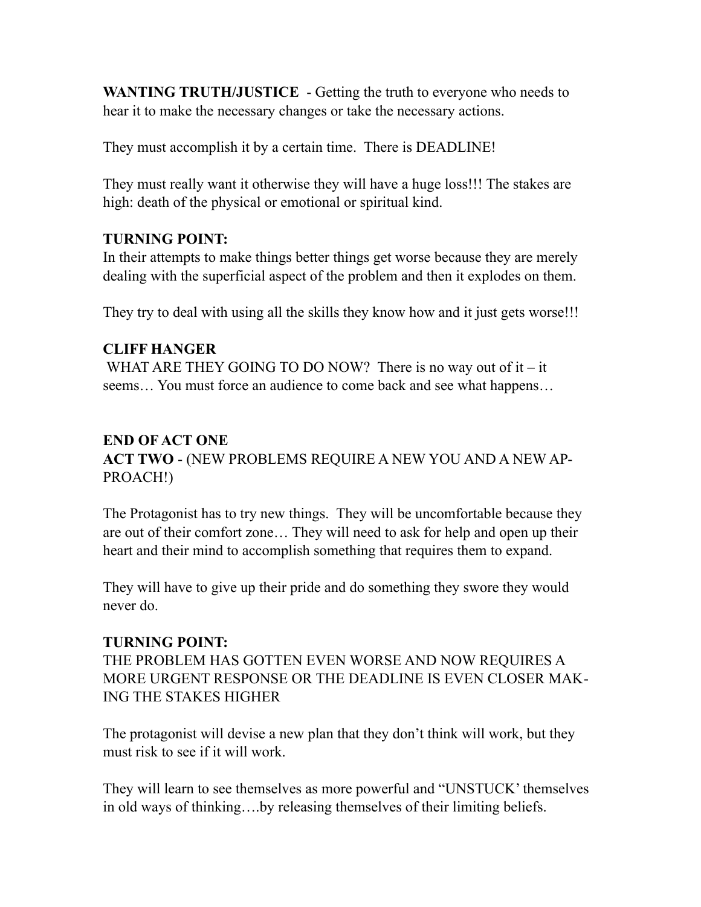**WANTING TRUTH/JUSTICE** - Getting the truth to everyone who needs to hear it to make the necessary changes or take the necessary actions.

They must accomplish it by a certain time. There is DEADLINE!

They must really want it otherwise they will have a huge loss!!! The stakes are high: death of the physical or emotional or spiritual kind.

**TURNING POINT:**
In their attempts to make things better things get worse because they are merely dealing with the superficial aspect of the problem and then it explodes on them.

They try to deal with using all the skills they know how and it just gets worse!!!

**CLIFF HANGER**
WHAT ARE THEY GOING TO DO NOW? There is no way out of it – it seems… You must force an audience to come back and see what happens…

**END OF ACT ONE**
**ACT TWO** - (NEW PROBLEMS REQUIRE A NEW YOU AND A NEW APPROACH!)

The Protagonist has to try new things. They will be uncomfortable because they are out of their comfort zone… They will need to ask for help and open up their heart and their mind to accomplish something that requires them to expand.

They will have to give up their pride and do something they swore they would never do.

**TURNING POINT:**
THE PROBLEM HAS GOTTEN EVEN WORSE AND NOW REQUIRES A MORE URGENT RESPONSE OR THE DEADLINE IS EVEN CLOSER MAKING THE STAKES HIGHER

The protagonist will devise a new plan that they don't think will work, but they must risk to see if it will work.

They will learn to see themselves as more powerful and "UNSTUCK' themselves in old ways of thinking….by releasing themselves of their limiting beliefs.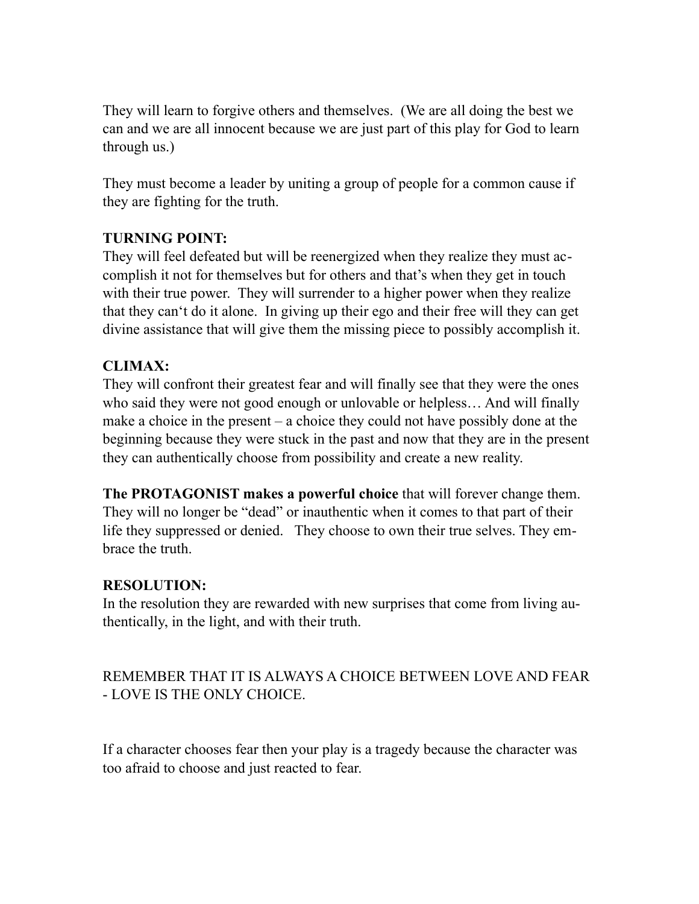They will learn to forgive others and themselves. (We are all doing the best we can and we are all innocent because we are just part of this play for God to learn through us.)

They must become a leader by uniting a group of people for a common cause if they are fighting for the truth.

**TURNING POINT:**
They will feel defeated but will be reenergized when they realize they must accomplish it not for themselves but for others and that's when they get in touch with their true power. They will surrender to a higher power when they realize that they can't do it alone. In giving up their ego and their free will they can get divine assistance that will give them the missing piece to possibly accomplish it.

**CLIMAX:**
They will confront their greatest fear and will finally see that they were the ones who said they were not good enough or unlovable or helpless… And will finally make a choice in the present – a choice they could not have possibly done at the beginning because they were stuck in the past and now that they are in the present they can authentically choose from possibility and create a new reality.

**The PROTAGONIST makes a powerful choice** that will forever change them. They will no longer be "dead" or inauthentic when it comes to that part of their life they suppressed or denied. They choose to own their true selves. They embrace the truth.

**RESOLUTION:**
In the resolution they are rewarded with new surprises that come from living authentically, in the light, and with their truth.

REMEMBER THAT IT IS ALWAYS A CHOICE BETWEEN LOVE AND FEAR - LOVE IS THE ONLY CHOICE.

If a character chooses fear then your play is a tragedy because the character was too afraid to choose and just reacted to fear.